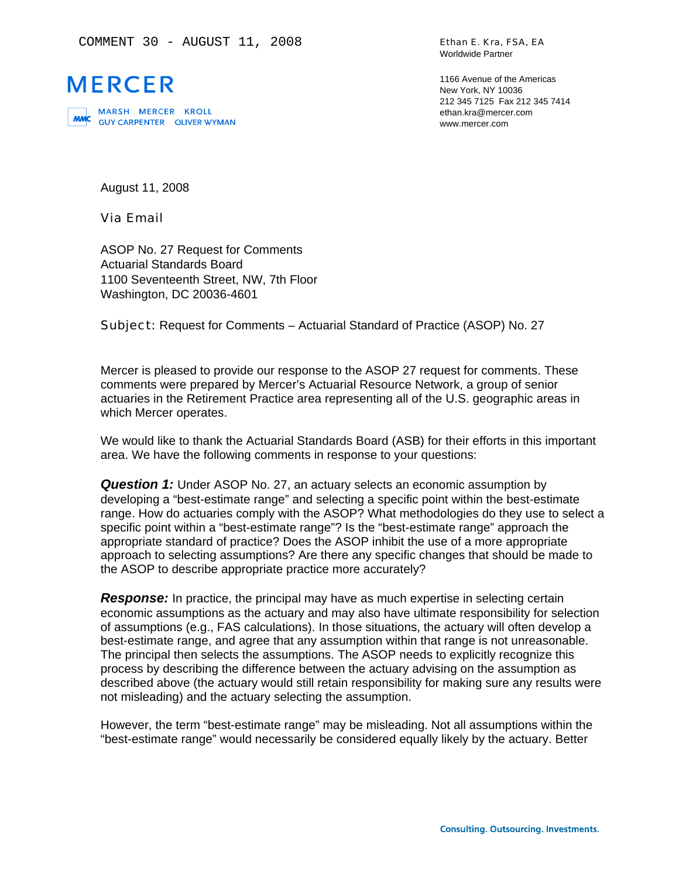COMMENT 30 - AUGUST 11, 2008

# MERCER

MARSH MERCER KROLL
GUY CARPENTER OLIVER WYMAN

Ethan E. Kra, FSA, EA
Worldwide Partner

1166 Avenue of the Americas
New York, NY 10036
212 345 7125 Fax 212 345 7414
ethan.kra@mercer.com
www.mercer.com

August 11, 2008

Via Email

ASOP No. 27 Request for Comments
Actuarial Standards Board
1100 Seventeenth Street, NW, 7th Floor
Washington, DC 20036-4601

Subject: Request for Comments – Actuarial Standard of Practice (ASOP) No. 27

Mercer is pleased to provide our response to the ASOP 27 request for comments. These comments were prepared by Mercer's Actuarial Resource Network, a group of senior actuaries in the Retirement Practice area representing all of the U.S. geographic areas in which Mercer operates.

We would like to thank the Actuarial Standards Board (ASB) for their efforts in this important area. We have the following comments in response to your questions:

***Question 1:*** Under ASOP No. 27, an actuary selects an economic assumption by developing a "best-estimate range" and selecting a specific point within the best-estimate range. How do actuaries comply with the ASOP? What methodologies do they use to select a specific point within a "best-estimate range"? Is the "best-estimate range" approach the appropriate standard of practice? Does the ASOP inhibit the use of a more appropriate approach to selecting assumptions? Are there any specific changes that should be made to the ASOP to describe appropriate practice more accurately?

***Response:*** In practice, the principal may have as much expertise in selecting certain economic assumptions as the actuary and may also have ultimate responsibility for selection of assumptions (e.g., FAS calculations). In those situations, the actuary will often develop a best-estimate range, and agree that any assumption within that range is not unreasonable. The principal then selects the assumptions. The ASOP needs to explicitly recognize this process by describing the difference between the actuary advising on the assumption as described above (the actuary would still retain responsibility for making sure any results were not misleading) and the actuary selecting the assumption.

However, the term "best-estimate range" may be misleading. Not all assumptions within the "best-estimate range" would necessarily be considered equally likely by the actuary. Better

Consulting. Outsourcing. Investments.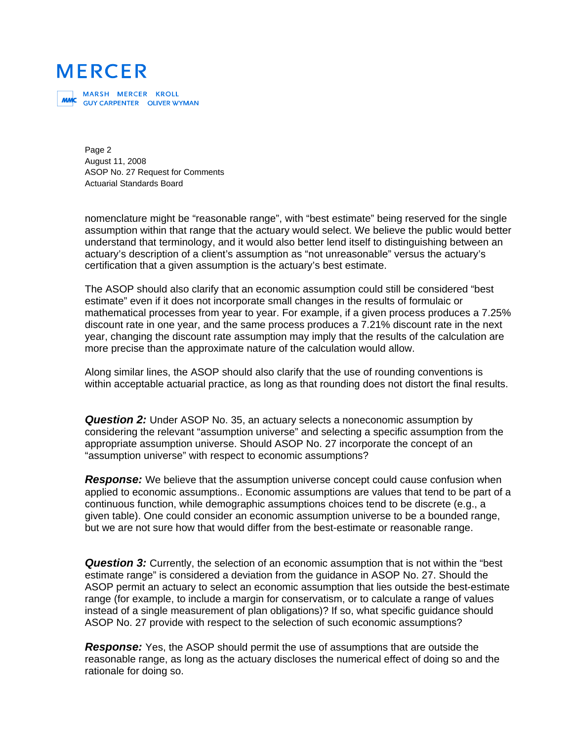nomenclature might be "reasonable range", with "best estimate" being reserved for the single assumption within that range that the actuary would select. We believe the public would better understand that terminology, and it would also better lend itself to distinguishing between an actuary's description of a client's assumption as "not unreasonable" versus the actuary's certification that a given assumption is the actuary's best estimate.

The ASOP should also clarify that an economic assumption could still be considered "best estimate" even if it does not incorporate small changes in the results of formulaic or mathematical processes from year to year. For example, if a given process produces a 7.25% discount rate in one year, and the same process produces a 7.21% discount rate in the next year, changing the discount rate assumption may imply that the results of the calculation are more precise than the approximate nature of the calculation would allow.

Along similar lines, the ASOP should also clarify that the use of rounding conventions is within acceptable actuarial practice, as long as that rounding does not distort the final results.

***Question 2:*** Under ASOP No. 35, an actuary selects a noneconomic assumption by considering the relevant "assumption universe" and selecting a specific assumption from the appropriate assumption universe. Should ASOP No. 27 incorporate the concept of an "assumption universe" with respect to economic assumptions?

***Response:*** We believe that the assumption universe concept could cause confusion when applied to economic assumptions.. Economic assumptions are values that tend to be part of a continuous function, while demographic assumptions choices tend to be discrete (e.g., a given table). One could consider an economic assumption universe to be a bounded range, but we are not sure how that would differ from the best-estimate or reasonable range.

***Question 3:*** Currently, the selection of an economic assumption that is not within the "best estimate range" is considered a deviation from the guidance in ASOP No. 27. Should the ASOP permit an actuary to select an economic assumption that lies outside the best-estimate range (for example, to include a margin for conservatism, or to calculate a range of values instead of a single measurement of plan obligations)? If so, what specific guidance should ASOP No. 27 provide with respect to the selection of such economic assumptions?

***Response:*** Yes, the ASOP should permit the use of assumptions that are outside the reasonable range, as long as the actuary discloses the numerical effect of doing so and the rationale for doing so.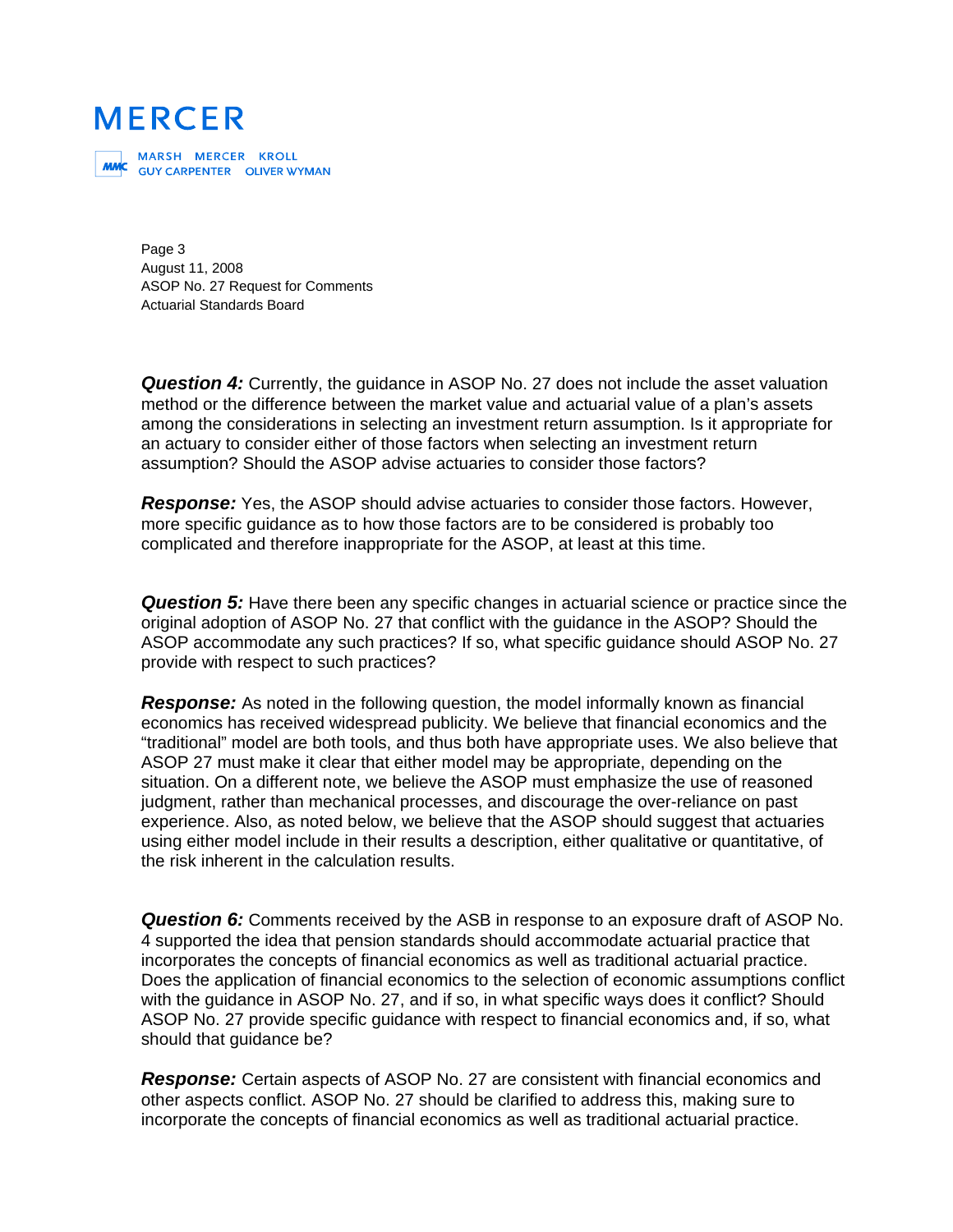***Question 4:*** Currently, the guidance in ASOP No. 27 does not include the asset valuation method or the difference between the market value and actuarial value of a plan's assets among the considerations in selecting an investment return assumption. Is it appropriate for an actuary to consider either of those factors when selecting an investment return assumption? Should the ASOP advise actuaries to consider those factors?

***Response:*** Yes, the ASOP should advise actuaries to consider those factors. However, more specific guidance as to how those factors are to be considered is probably too complicated and therefore inappropriate for the ASOP, at least at this time.

***Question 5:*** Have there been any specific changes in actuarial science or practice since the original adoption of ASOP No. 27 that conflict with the guidance in the ASOP? Should the ASOP accommodate any such practices? If so, what specific guidance should ASOP No. 27 provide with respect to such practices?

***Response:*** As noted in the following question, the model informally known as financial economics has received widespread publicity. We believe that financial economics and the "traditional" model are both tools, and thus both have appropriate uses. We also believe that ASOP 27 must make it clear that either model may be appropriate, depending on the situation. On a different note, we believe the ASOP must emphasize the use of reasoned judgment, rather than mechanical processes, and discourage the over-reliance on past experience. Also, as noted below, we believe that the ASOP should suggest that actuaries using either model include in their results a description, either qualitative or quantitative, of the risk inherent in the calculation results.

***Question 6:*** Comments received by the ASB in response to an exposure draft of ASOP No. 4 supported the idea that pension standards should accommodate actuarial practice that incorporates the concepts of financial economics as well as traditional actuarial practice. Does the application of financial economics to the selection of economic assumptions conflict with the guidance in ASOP No. 27, and if so, in what specific ways does it conflict? Should ASOP No. 27 provide specific guidance with respect to financial economics and, if so, what should that guidance be?

***Response:*** Certain aspects of ASOP No. 27 are consistent with financial economics and other aspects conflict. ASOP No. 27 should be clarified to address this, making sure to incorporate the concepts of financial economics as well as traditional actuarial practice.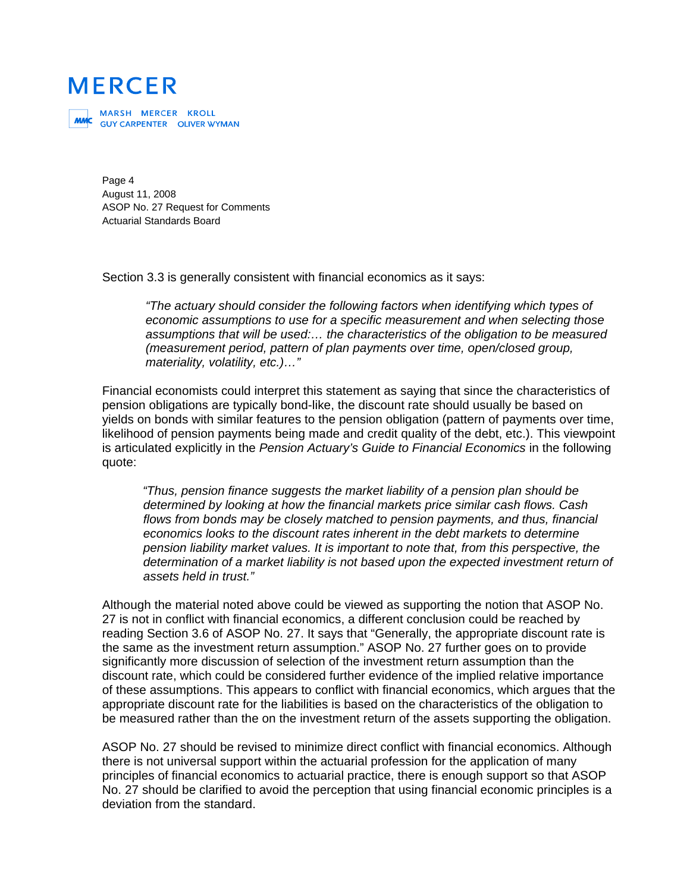Section 3.3 is generally consistent with financial economics as it says:

> *"The actuary should consider the following factors when identifying which types of economic assumptions to use for a specific measurement and when selecting those assumptions that will be used:… the characteristics of the obligation to be measured (measurement period, pattern of plan payments over time, open/closed group, materiality, volatility, etc.)…"*

Financial economists could interpret this statement as saying that since the characteristics of pension obligations are typically bond-like, the discount rate should usually be based on yields on bonds with similar features to the pension obligation (pattern of payments over time, likelihood of pension payments being made and credit quality of the debt, etc.). This viewpoint is articulated explicitly in the *Pension Actuary's Guide to Financial Economics* in the following quote:

> *"Thus, pension finance suggests the market liability of a pension plan should be determined by looking at how the financial markets price similar cash flows. Cash flows from bonds may be closely matched to pension payments, and thus, financial economics looks to the discount rates inherent in the debt markets to determine pension liability market values. It is important to note that, from this perspective, the determination of a market liability is not based upon the expected investment return of assets held in trust."*

Although the material noted above could be viewed as supporting the notion that ASOP No. 27 is not in conflict with financial economics, a different conclusion could be reached by reading Section 3.6 of ASOP No. 27. It says that "Generally, the appropriate discount rate is the same as the investment return assumption." ASOP No. 27 further goes on to provide significantly more discussion of selection of the investment return assumption than the discount rate, which could be considered further evidence of the implied relative importance of these assumptions. This appears to conflict with financial economics, which argues that the appropriate discount rate for the liabilities is based on the characteristics of the obligation to be measured rather than the on the investment return of the assets supporting the obligation.

ASOP No. 27 should be revised to minimize direct conflict with financial economics. Although there is not universal support within the actuarial profession for the application of many principles of financial economics to actuarial practice, there is enough support so that ASOP No. 27 should be clarified to avoid the perception that using financial economic principles is a deviation from the standard.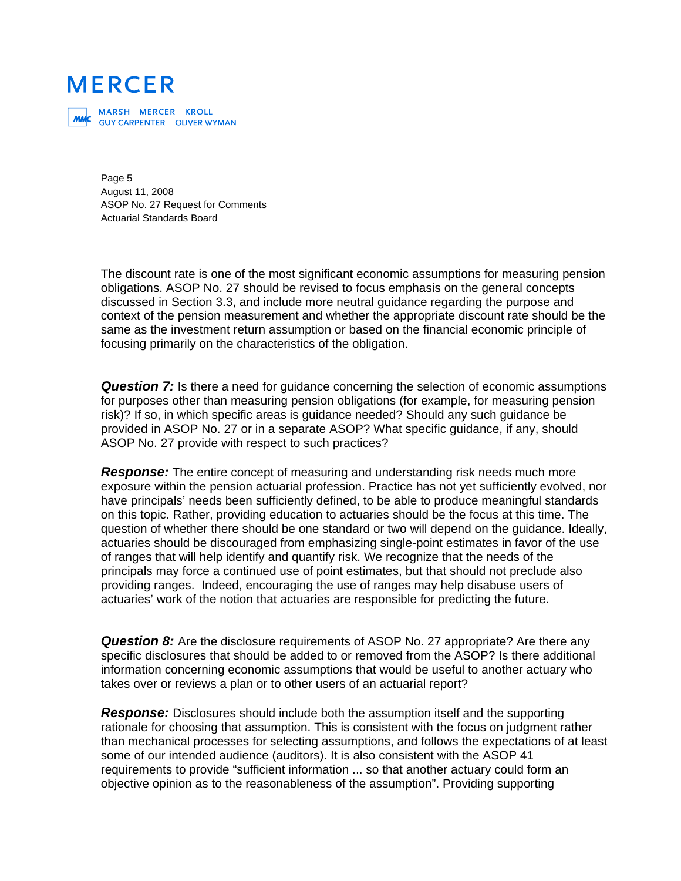The discount rate is one of the most significant economic assumptions for measuring pension obligations. ASOP No. 27 should be revised to focus emphasis on the general concepts discussed in Section 3.3, and include more neutral guidance regarding the purpose and context of the pension measurement and whether the appropriate discount rate should be the same as the investment return assumption or based on the financial economic principle of focusing primarily on the characteristics of the obligation.

***Question 7:*** Is there a need for guidance concerning the selection of economic assumptions for purposes other than measuring pension obligations (for example, for measuring pension risk)? If so, in which specific areas is guidance needed? Should any such guidance be provided in ASOP No. 27 or in a separate ASOP? What specific guidance, if any, should ASOP No. 27 provide with respect to such practices?

***Response:*** The entire concept of measuring and understanding risk needs much more exposure within the pension actuarial profession. Practice has not yet sufficiently evolved, nor have principals' needs been sufficiently defined, to be able to produce meaningful standards on this topic. Rather, providing education to actuaries should be the focus at this time. The question of whether there should be one standard or two will depend on the guidance. Ideally, actuaries should be discouraged from emphasizing single-point estimates in favor of the use of ranges that will help identify and quantify risk. We recognize that the needs of the principals may force a continued use of point estimates, but that should not preclude also providing ranges. Indeed, encouraging the use of ranges may help disabuse users of actuaries' work of the notion that actuaries are responsible for predicting the future.

***Question 8:*** Are the disclosure requirements of ASOP No. 27 appropriate? Are there any specific disclosures that should be added to or removed from the ASOP? Is there additional information concerning economic assumptions that would be useful to another actuary who takes over or reviews a plan or to other users of an actuarial report?

***Response:*** Disclosures should include both the assumption itself and the supporting rationale for choosing that assumption. This is consistent with the focus on judgment rather than mechanical processes for selecting assumptions, and follows the expectations of at least some of our intended audience (auditors). It is also consistent with the ASOP 41 requirements to provide "sufficient information ... so that another actuary could form an objective opinion as to the reasonableness of the assumption". Providing supporting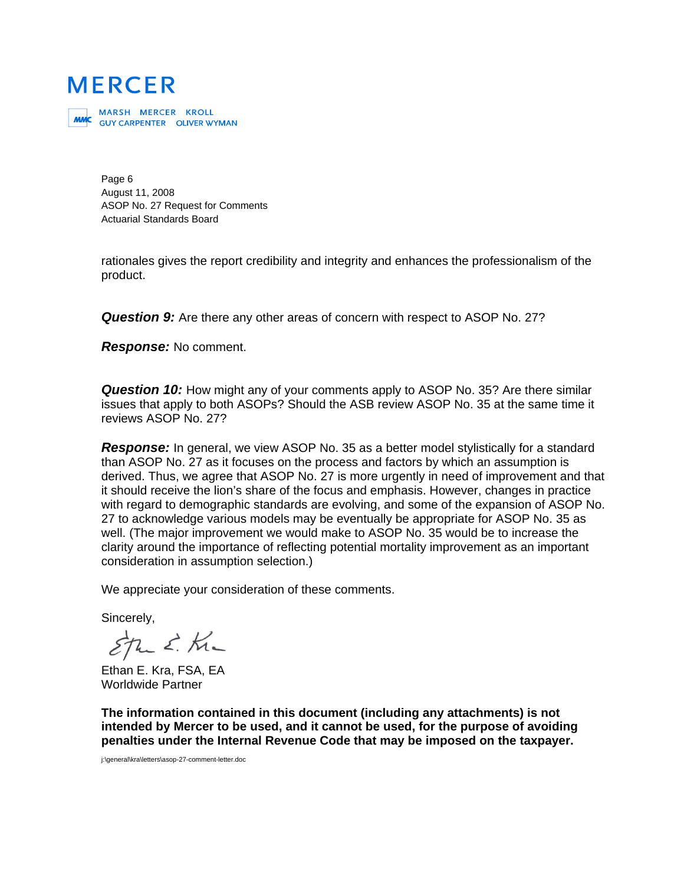rationales gives the report credibility and integrity and enhances the professionalism of the product.

***Question 9:*** Are there any other areas of concern with respect to ASOP No. 27?

***Response:*** No comment.

***Question 10:*** How might any of your comments apply to ASOP No. 35? Are there similar issues that apply to both ASOPs? Should the ASB review ASOP No. 35 at the same time it reviews ASOP No. 27?

***Response:*** In general, we view ASOP No. 35 as a better model stylistically for a standard than ASOP No. 27 as it focuses on the process and factors by which an assumption is derived. Thus, we agree that ASOP No. 27 is more urgently in need of improvement and that it should receive the lion's share of the focus and emphasis. However, changes in practice with regard to demographic standards are evolving, and some of the expansion of ASOP No. 27 to acknowledge various models may be eventually be appropriate for ASOP No. 35 as well. (The major improvement we would make to ASOP No. 35 would be to increase the clarity around the importance of reflecting potential mortality improvement as an important consideration in assumption selection.)

We appreciate your consideration of these comments.

Sincerely,

Ethan E. Kra, FSA, EA
Worldwide Partner

**The information contained in this document (including any attachments) is not intended by Mercer to be used, and it cannot be used, for the purpose of avoiding penalties under the Internal Revenue Code that may be imposed on the taxpayer.**

j:\general\kra\letters\asop-27-comment-letter.doc